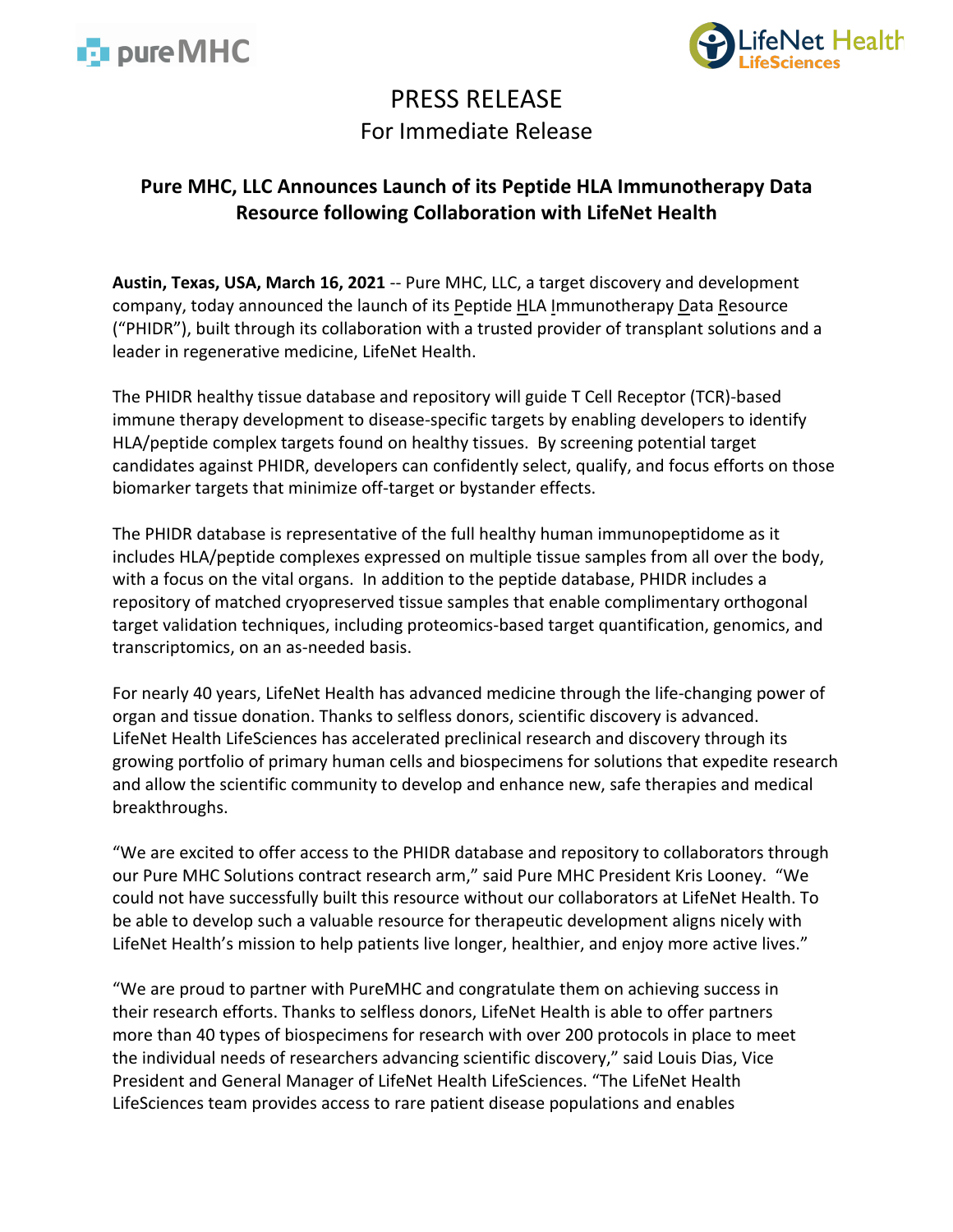# PRESS RELEASE

For Immediate Release

## Pure MHC, LLC Announces Launch of its Peptide HLA Immunotherapy Data Resource following Collaboration with LifeNet Health

**Austin, Texas, USA, March 16, 2021** -- Pure MHC, LLC, a target discovery and development company, today announced the launch of its Peptide HLA Immunotherapy Data Resource ("PHIDR"), built through its collaboration with a trusted provider of transplant solutions and a leader in regenerative medicine, LifeNet Health.

The PHIDR healthy tissue database and repository will guide T Cell Receptor (TCR)-based immune therapy development to disease-specific targets by enabling developers to identify HLA/peptide complex targets found on healthy tissues. By screening potential target candidates against PHIDR, developers can confidently select, qualify, and focus efforts on those biomarker targets that minimize off-target or bystander effects.

The PHIDR database is representative of the full healthy human immunopeptidome as it includes HLA/peptide complexes expressed on multiple tissue samples from all over the body, with a focus on the vital organs. In addition to the peptide database, PHIDR includes a repository of matched cryopreserved tissue samples that enable complimentary orthogonal target validation techniques, including proteomics-based target quantification, genomics, and transcriptomics, on an as-needed basis.

For nearly 40 years, LifeNet Health has advanced medicine through the life-changing power of organ and tissue donation. Thanks to selfless donors, scientific discovery is advanced. LifeNet Health LifeSciences has accelerated preclinical research and discovery through its growing portfolio of primary human cells and biospecimens for solutions that expedite research and allow the scientific community to develop and enhance new, safe therapies and medical breakthroughs.

"We are excited to offer access to the PHIDR database and repository to collaborators through our Pure MHC Solutions contract research arm," said Pure MHC President Kris Looney. "We could not have successfully built this resource without our collaborators at LifeNet Health. To be able to develop such a valuable resource for therapeutic development aligns nicely with LifeNet Health's mission to help patients live longer, healthier, and enjoy more active lives."

"We are proud to partner with PureMHC and congratulate them on achieving success in their research efforts. Thanks to selfless donors, LifeNet Health is able to offer partners more than 40 types of biospecimens for research with over 200 protocols in place to meet the individual needs of researchers advancing scientific discovery," said Louis Dias, Vice President and General Manager of LifeNet Health LifeSciences. "The LifeNet Health LifeSciences team provides access to rare patient disease populations and enables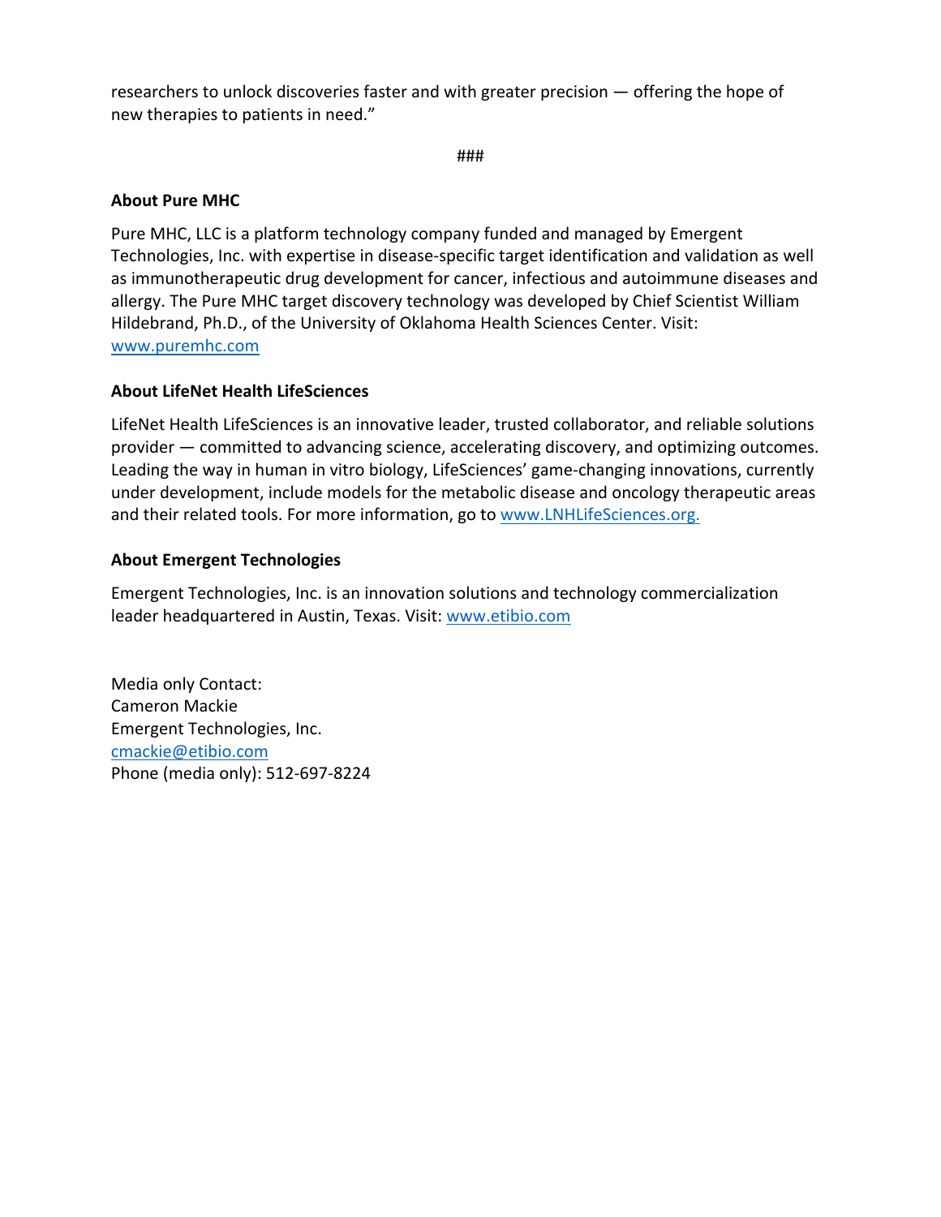researchers to unlock discoveries faster and with greater precision — offering the hope of new therapies to patients in need."

###

**About Pure MHC**

Pure MHC, LLC is a platform technology company funded and managed by Emergent Technologies, Inc. with expertise in disease-specific target identification and validation as well as immunotherapeutic drug development for cancer, infectious and autoimmune diseases and allergy. The Pure MHC target discovery technology was developed by Chief Scientist William Hildebrand, Ph.D., of the University of Oklahoma Health Sciences Center. Visit: www.puremhc.com

**About LifeNet Health LifeSciences**

LifeNet Health LifeSciences is an innovative leader, trusted collaborator, and reliable solutions provider — committed to advancing science, accelerating discovery, and optimizing outcomes. Leading the way in human in vitro biology, LifeSciences' game-changing innovations, currently under development, include models for the metabolic disease and oncology therapeutic areas and their related tools. For more information, go to www.LNHLifeSciences.org.

**About Emergent Technologies**

Emergent Technologies, Inc. is an innovation solutions and technology commercialization leader headquartered in Austin, Texas. Visit: www.etibio.com

Media only Contact:
Cameron Mackie
Emergent Technologies, Inc.
cmackie@etibio.com
Phone (media only): 512-697-8224